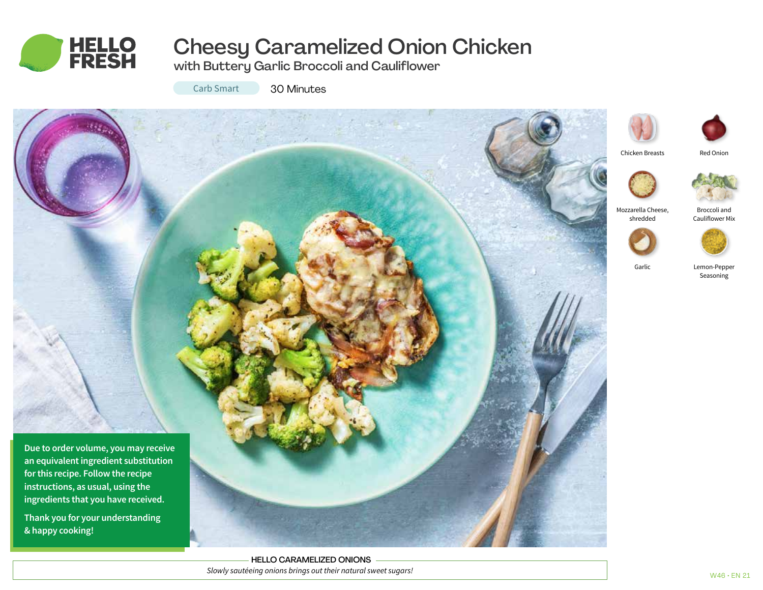# Cheesy Caramelized Onion Chicken

## with Buttery Garlic Broccoli and Cauliflower

Carb Smart

30 Minutes

Chicken Breasts

Red Onion

Mozzarella Cheese, shredded

Broccoli and Cauliflower Mix

Garlic

Lemon-Pepper Seasoning

**Due to order volume, you may receive an equivalent ingredient substitution for this recipe. Follow the recipe instructions, as usual, using the ingredients that you have received.**

**Thank you for your understanding & happy cooking!**

**HELLO CARAMELIZED ONIONS**

*Slowly sautéeing onions brings out their natural sweet sugars!*

W46 • EN 21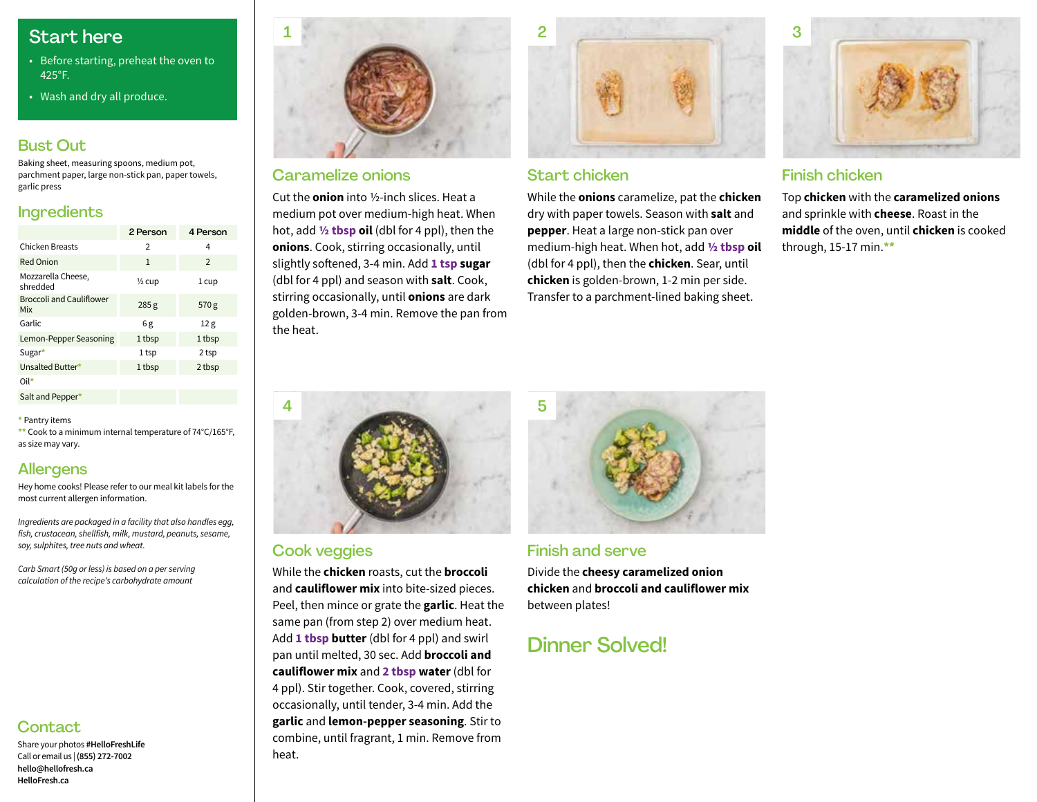## Start here

- Before starting, preheat the oven to 425°F.
- Wash and dry all produce.

## Bust Out

Baking sheet, measuring spoons, medium pot, parchment paper, large non-stick pan, paper towels, garlic press

## Ingredients

| | 2 Person | 4 Person |
|---|---|---|
| Chicken Breasts | 2 | 4 |
| Red Onion | 1 | 2 |
| Mozzarella Cheese, shredded | ½ cup | 1 cup |
| Broccoli and Cauliflower Mix | 285 g | 570 g |
| Garlic | 6 g | 12 g |
| Lemon-Pepper Seasoning | 1 tbsp | 1 tbsp |
| Sugar* | 1 tsp | 2 tsp |
| Unsalted Butter* | 1 tbsp | 2 tbsp |
| Oil* | | |
| Salt and Pepper* | | |

\* Pantry items

\** Cook to a minimum internal temperature of 74°C/165°F, as size may vary.

## Allergens

Hey home cooks! Please refer to our meal kit labels for the most current allergen information.

*Ingredients are packaged in a facility that also handles egg, fish, crustacean, shellfish, milk, mustard, peanuts, sesame, soy, sulphites, tree nuts and wheat.*

*Carb Smart (50g or less) is based on a per serving calculation of the recipe's carbohydrate amount*

## Contact

Share your photos **#HelloFreshLife**
Call or email us | **(855) 272-7002**
**hello@hellofresh.ca**
**HelloFresh.ca**

## 1 Caramelize onions

Cut the **onion** into ½-inch slices. Heat a medium pot over medium-high heat. When hot, add **½ tbsp oil** (dbl for 4 ppl), then the **onions**. Cook, stirring occasionally, until slightly softened, 3-4 min. Add **1 tsp sugar** (dbl for 4 ppl) and season with **salt**. Cook, stirring occasionally, until **onions** are dark golden-brown, 3-4 min. Remove the pan from the heat.

## 2 Start chicken

While the **onions** caramelize, pat the **chicken** dry with paper towels. Season with **salt** and **pepper**. Heat a large non-stick pan over medium-high heat. When hot, add **½ tbsp oil** (dbl for 4 ppl), then the **chicken**. Sear, until **chicken** is golden-brown, 1-2 min per side. Transfer to a parchment-lined baking sheet.

## 3 Finish chicken

Top **chicken** with the **caramelized onions** and sprinkle with **cheese**. Roast in the **middle** of the oven, until **chicken** is cooked through, 15-17 min.**

## 4 Cook veggies

While the **chicken** roasts, cut the **broccoli** and **cauliflower mix** into bite-sized pieces. Peel, then mince or grate the **garlic**. Heat the same pan (from step 2) over medium heat. Add **1 tbsp butter** (dbl for 4 ppl) and swirl pan until melted, 30 sec. Add **broccoli and cauliflower mix** and **2 tbsp water** (dbl for 4 ppl). Stir together. Cook, covered, stirring occasionally, until tender, 3-4 min. Add the **garlic** and **lemon-pepper seasoning**. Stir to combine, until fragrant, 1 min. Remove from heat.

## 5 Finish and serve

Divide the **cheesy caramelized onion chicken** and **broccoli and cauliflower mix** between plates!

## Dinner Solved!